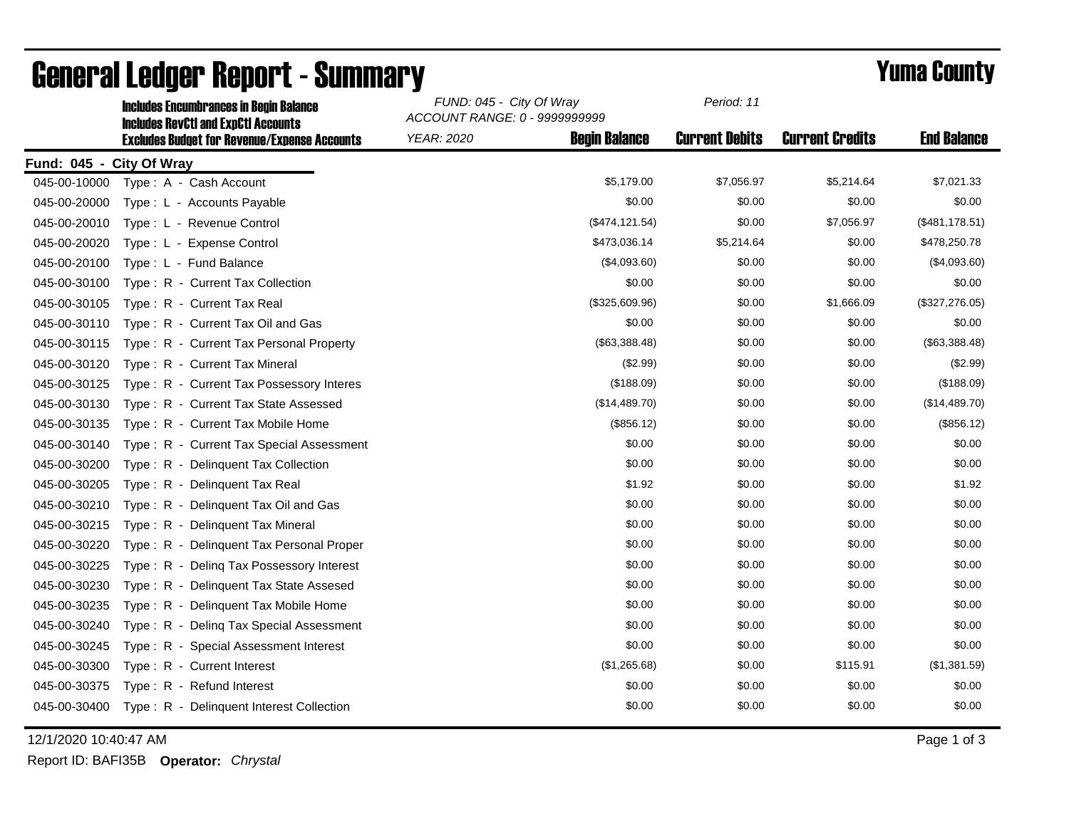# General Ledger Report - Summary

# Yuma County

**Includes Encumbrances in Begin Balance**
**Includes RevCtl and ExpCtl Accounts**
**Excludes Budget for Revenue/Expense Accounts**

*FUND: 045 - City Of Wray*
*ACCOUNT RANGE: 0 - 9999999999*
*YEAR: 2020*
*Period: 11*

**Fund: 045 - City Of Wray**

| Account | Description | Begin Balance | Current Debits | Current Credits | End Balance |
|---|---|---|---|---|---|
| 045-00-10000 | Type : A - Cash Account | $5,179.00 | $7,056.97 | $5,214.64 | $7,021.33 |
| 045-00-20000 | Type : L - Accounts Payable | $0.00 | $0.00 | $0.00 | $0.00 |
| 045-00-20010 | Type : L - Revenue Control | ($474,121.54) | $0.00 | $7,056.97 | ($481,178.51) |
| 045-00-20020 | Type : L - Expense Control | $473,036.14 | $5,214.64 | $0.00 | $478,250.78 |
| 045-00-20100 | Type : L - Fund Balance | ($4,093.60) | $0.00 | $0.00 | ($4,093.60) |
| 045-00-30100 | Type : R - Current Tax Collection | $0.00 | $0.00 | $0.00 | $0.00 |
| 045-00-30105 | Type : R - Current Tax Real | ($325,609.96) | $0.00 | $1,666.09 | ($327,276.05) |
| 045-00-30110 | Type : R - Current Tax Oil and Gas | $0.00 | $0.00 | $0.00 | $0.00 |
| 045-00-30115 | Type : R - Current Tax Personal Property | ($63,388.48) | $0.00 | $0.00 | ($63,388.48) |
| 045-00-30120 | Type : R - Current Tax Mineral | ($2.99) | $0.00 | $0.00 | ($2.99) |
| 045-00-30125 | Type : R - Current Tax Possessory Interes | ($188.09) | $0.00 | $0.00 | ($188.09) |
| 045-00-30130 | Type : R - Current Tax State Assessed | ($14,489.70) | $0.00 | $0.00 | ($14,489.70) |
| 045-00-30135 | Type : R - Current Tax Mobile Home | ($856.12) | $0.00 | $0.00 | ($856.12) |
| 045-00-30140 | Type : R - Current Tax Special Assessment | $0.00 | $0.00 | $0.00 | $0.00 |
| 045-00-30200 | Type : R - Delinquent Tax Collection | $0.00 | $0.00 | $0.00 | $0.00 |
| 045-00-30205 | Type : R - Delinquent Tax Real | $1.92 | $0.00 | $0.00 | $1.92 |
| 045-00-30210 | Type : R - Delinquent Tax Oil and Gas | $0.00 | $0.00 | $0.00 | $0.00 |
| 045-00-30215 | Type : R - Delinquent Tax Mineral | $0.00 | $0.00 | $0.00 | $0.00 |
| 045-00-30220 | Type : R - Delinquent Tax Personal Proper | $0.00 | $0.00 | $0.00 | $0.00 |
| 045-00-30225 | Type : R - Delinq Tax Possessory Interest | $0.00 | $0.00 | $0.00 | $0.00 |
| 045-00-30230 | Type : R - Delinquent Tax State Assesed | $0.00 | $0.00 | $0.00 | $0.00 |
| 045-00-30235 | Type : R - Delinquent Tax Mobile Home | $0.00 | $0.00 | $0.00 | $0.00 |
| 045-00-30240 | Type : R - Delinq Tax Special Assessment | $0.00 | $0.00 | $0.00 | $0.00 |
| 045-00-30245 | Type : R - Special Assessment Interest | $0.00 | $0.00 | $0.00 | $0.00 |
| 045-00-30300 | Type : R - Current Interest | ($1,265.68) | $0.00 | $115.91 | ($1,381.59) |
| 045-00-30375 | Type : R - Refund Interest | $0.00 | $0.00 | $0.00 | $0.00 |
| 045-00-30400 | Type : R - Delinquent Interest Collection | $0.00 | $0.00 | $0.00 | $0.00 |

12/1/2020 10:40:47 AM

Report ID: BAFI35B **Operator:** *Chrystal*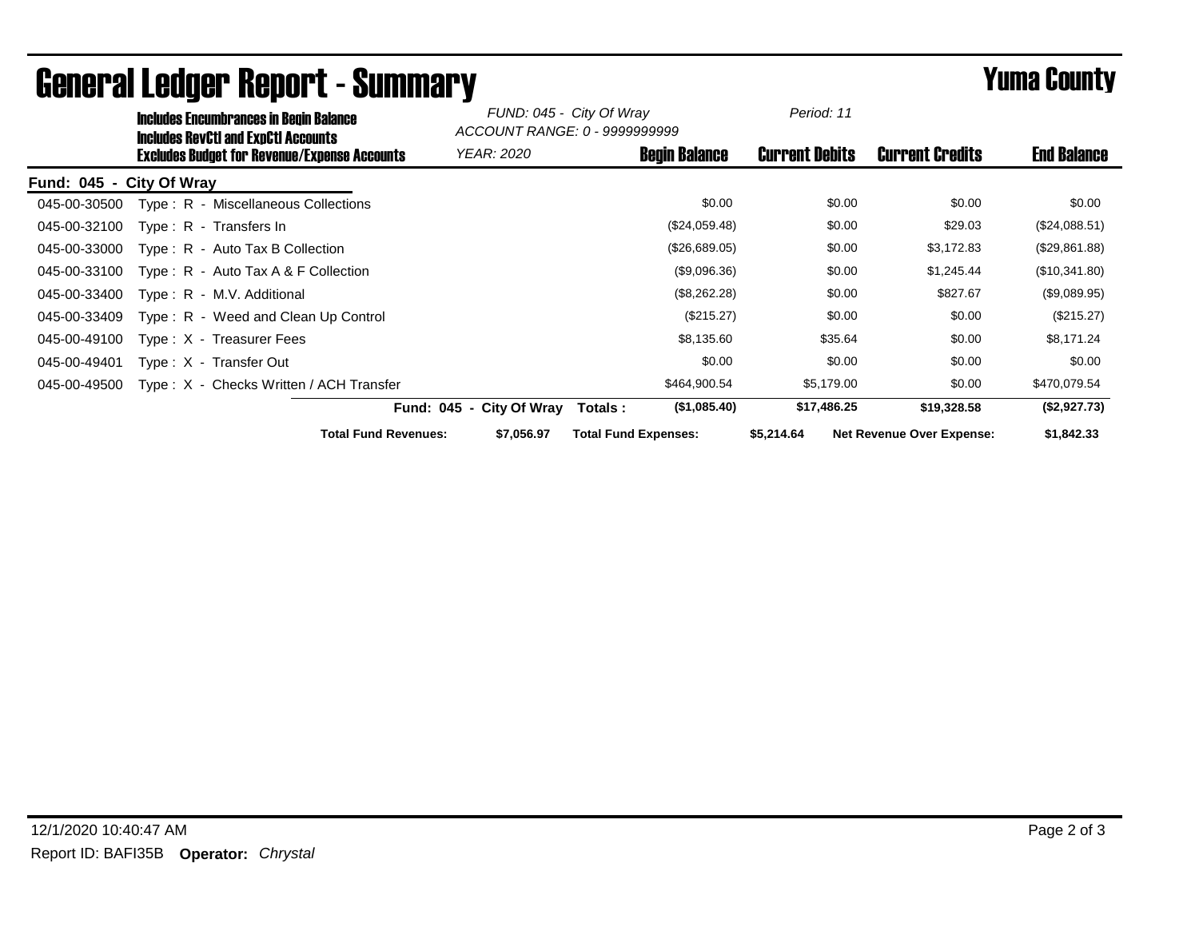# General Ledger Report - Summary

**Yuma County**

Includes Encumbrances in Begin Balance
Includes RevCtl and ExpCtl Accounts
Excludes Budget for Revenue/Expense Accounts

*FUND: 045 - City Of Wray*
*ACCOUNT RANGE: 0 - 9999999999*
*YEAR: 2020*
*Period: 11*

**Fund: 045 - City Of Wray**

| Account | Description | Begin Balance | Current Debits | Current Credits | End Balance |
|---|---|---|---|---|---|
| 045-00-30500 | Type : R - Miscellaneous Collections | $0.00 | $0.00 | $0.00 | $0.00 |
| 045-00-32100 | Type : R - Transfers In | ($24,059.48) | $0.00 | $29.03 | ($24,088.51) |
| 045-00-33000 | Type : R - Auto Tax B Collection | ($26,689.05) | $0.00 | $3,172.83 | ($29,861.88) |
| 045-00-33100 | Type : R - Auto Tax A & F Collection | ($9,096.36) | $0.00 | $1,245.44 | ($10,341.80) |
| 045-00-33400 | Type : R - M.V. Additional | ($8,262.28) | $0.00 | $827.67 | ($9,089.95) |
| 045-00-33409 | Type : R - Weed and Clean Up Control | ($215.27) | $0.00 | $0.00 | ($215.27) |
| 045-00-49100 | Type : X - Treasurer Fees | $8,135.60 | $35.64 | $0.00 | $8,171.24 |
| 045-00-49401 | Type : X - Transfer Out | $0.00 | $0.00 | $0.00 | $0.00 |
| 045-00-49500 | Type : X - Checks Written / ACH Transfer | $464,900.54 | $5,179.00 | $0.00 | $470,079.54 |
| | **Fund: 045 - City Of Wray Totals :** | **($1,085.40)** | **$17,486.25** | **$19,328.58** | **($2,927.73)** |

**Total Fund Revenues:** $7,056.97 **Total Fund Expenses:** $5,214.64 **Net Revenue Over Expense:** $1,842.33

12/1/2020 10:40:47 AM

Report ID: BAFI35B **Operator:** *Chrystal*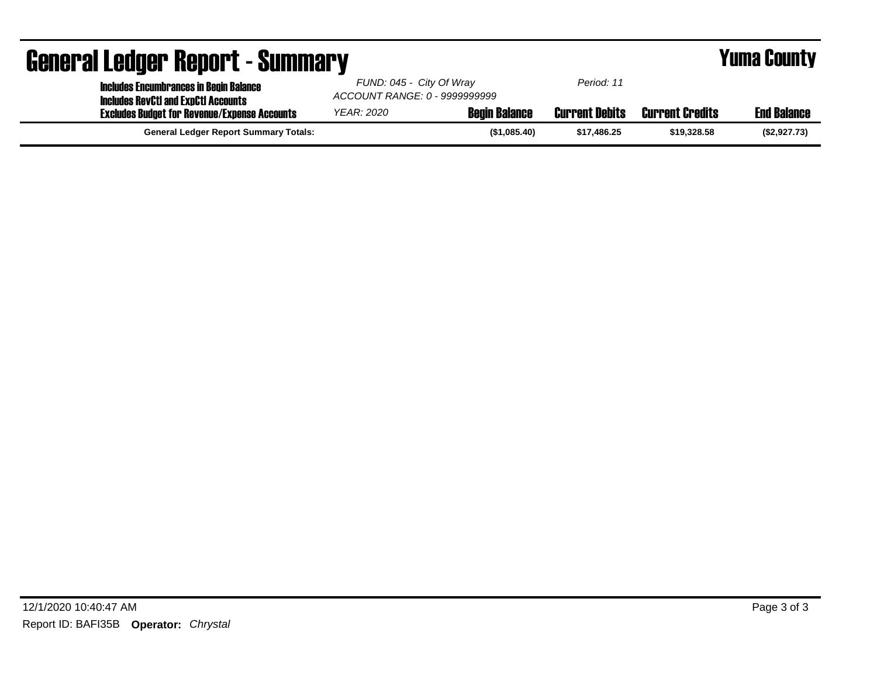# General Ledger Report - Summary

**Yuma County**

**Includes Encumbrances in Begin Balance**
**Includes RevCtl and ExpCtl Accounts**
**Excludes Budget for Revenue/Expense Accounts**

*FUND: 045 - City Of Wray*
*ACCOUNT RANGE: 0 - 9999999999*
*YEAR: 2020*
*Period: 11*

| | Begin Balance | Current Debits | Current Credits | End Balance |
|---|---|---|---|---|
| **General Ledger Report Summary Totals:** | **($1,085.40)** | **$17,486.25** | **$19,328.58** | **($2,927.73)** |

12/1/2020 10:40:47 AM

Report ID: BAFI35B **Operator:** *Chrystal*